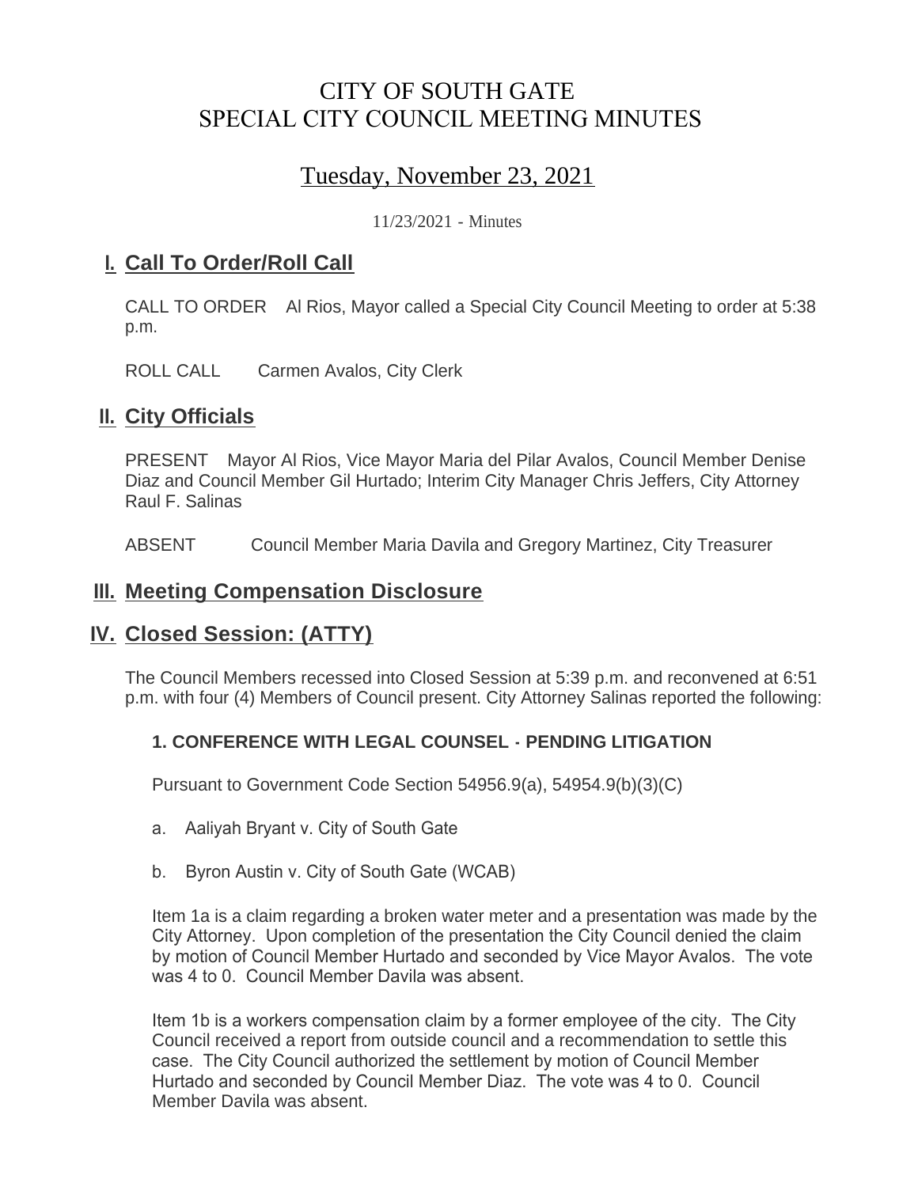# CITY OF SOUTH GATE
# SPECIAL CITY COUNCIL MEETING MINUTES

## Tuesday, November 23, 2021

11/23/2021 - Minutes

## I. Call To Order/Roll Call

CALL TO ORDER Al Rios, Mayor called a Special City Council Meeting to order at 5:38 p.m.

ROLL CALL Carmen Avalos, City Clerk

## II. City Officials

PRESENT Mayor Al Rios, Vice Mayor Maria del Pilar Avalos, Council Member Denise Diaz and Council Member Gil Hurtado; Interim City Manager Chris Jeffers, City Attorney Raul F. Salinas

ABSENT Council Member Maria Davila and Gregory Martinez, City Treasurer

## III. Meeting Compensation Disclosure

## IV. Closed Session: (ATTY)

The Council Members recessed into Closed Session at 5:39 p.m. and reconvened at 6:51 p.m. with four (4) Members of Council present. City Attorney Salinas reported the following:

### 1. CONFERENCE WITH LEGAL COUNSEL - PENDING LITIGATION

Pursuant to Government Code Section 54956.9(a), 54954.9(b)(3)(C)

a. Aaliyah Bryant v. City of South Gate

b. Byron Austin v. City of South Gate (WCAB)

Item 1a is a claim regarding a broken water meter and a presentation was made by the City Attorney. Upon completion of the presentation the City Council denied the claim by motion of Council Member Hurtado and seconded by Vice Mayor Avalos. The vote was 4 to 0. Council Member Davila was absent.

Item 1b is a workers compensation claim by a former employee of the city. The City Council received a report from outside council and a recommendation to settle this case. The City Council authorized the settlement by motion of Council Member Hurtado and seconded by Council Member Diaz. The vote was 4 to 0. Council Member Davila was absent.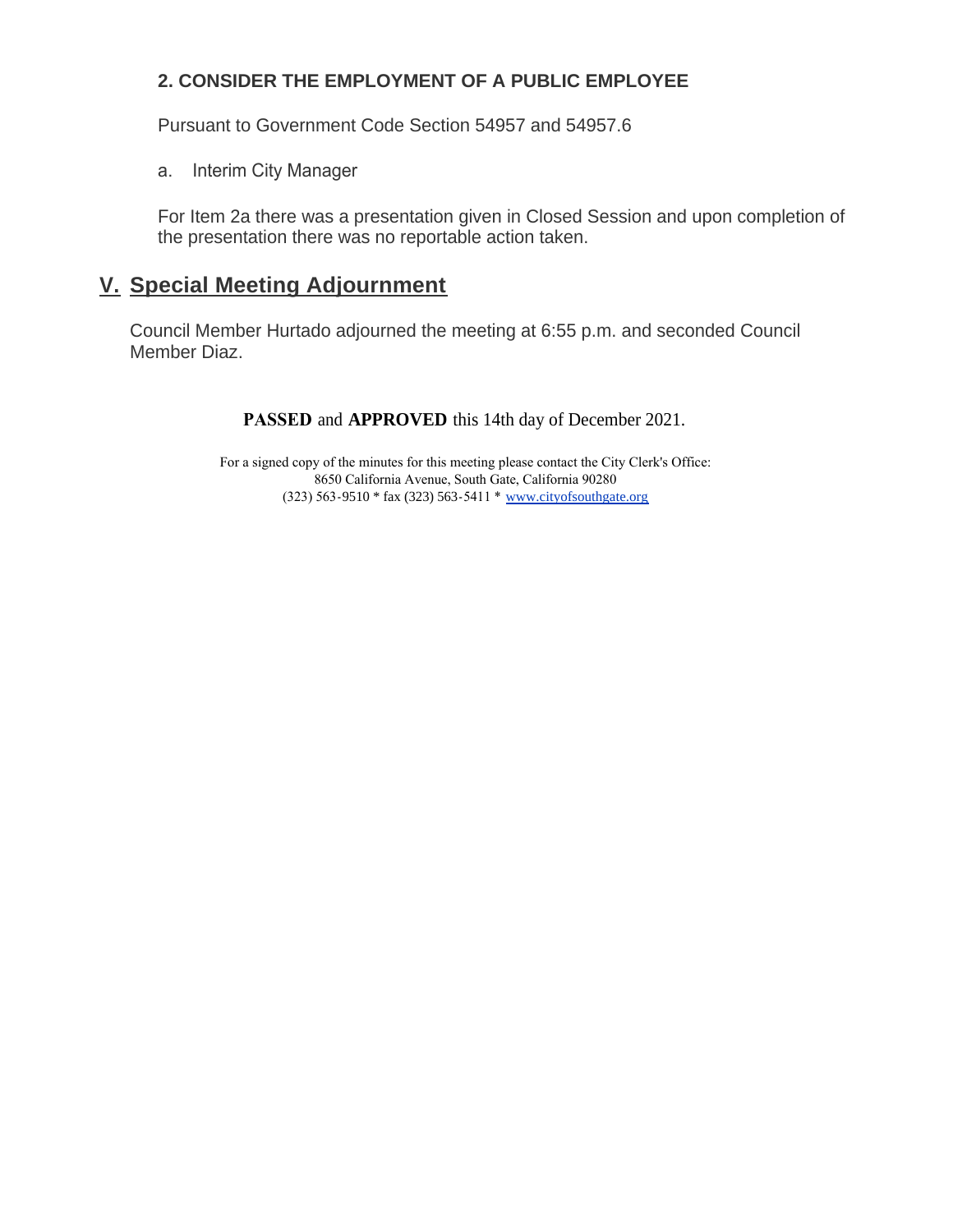### 2. CONSIDER THE EMPLOYMENT OF A PUBLIC EMPLOYEE

Pursuant to Government Code Section 54957 and 54957.6

a. Interim City Manager

For Item 2a there was a presentation given in Closed Session and upon completion of the presentation there was no reportable action taken.

## V. Special Meeting Adjournment

Council Member Hurtado adjourned the meeting at 6:55 p.m. and seconded Council Member Diaz.

**PASSED** and **APPROVED** this 14th day of December 2021.

For a signed copy of the minutes for this meeting please contact the City Clerk's Office:
8650 California Avenue, South Gate, California 90280
(323) 563-9510 * fax (323) 563-5411 * www.cityofsouthgate.org